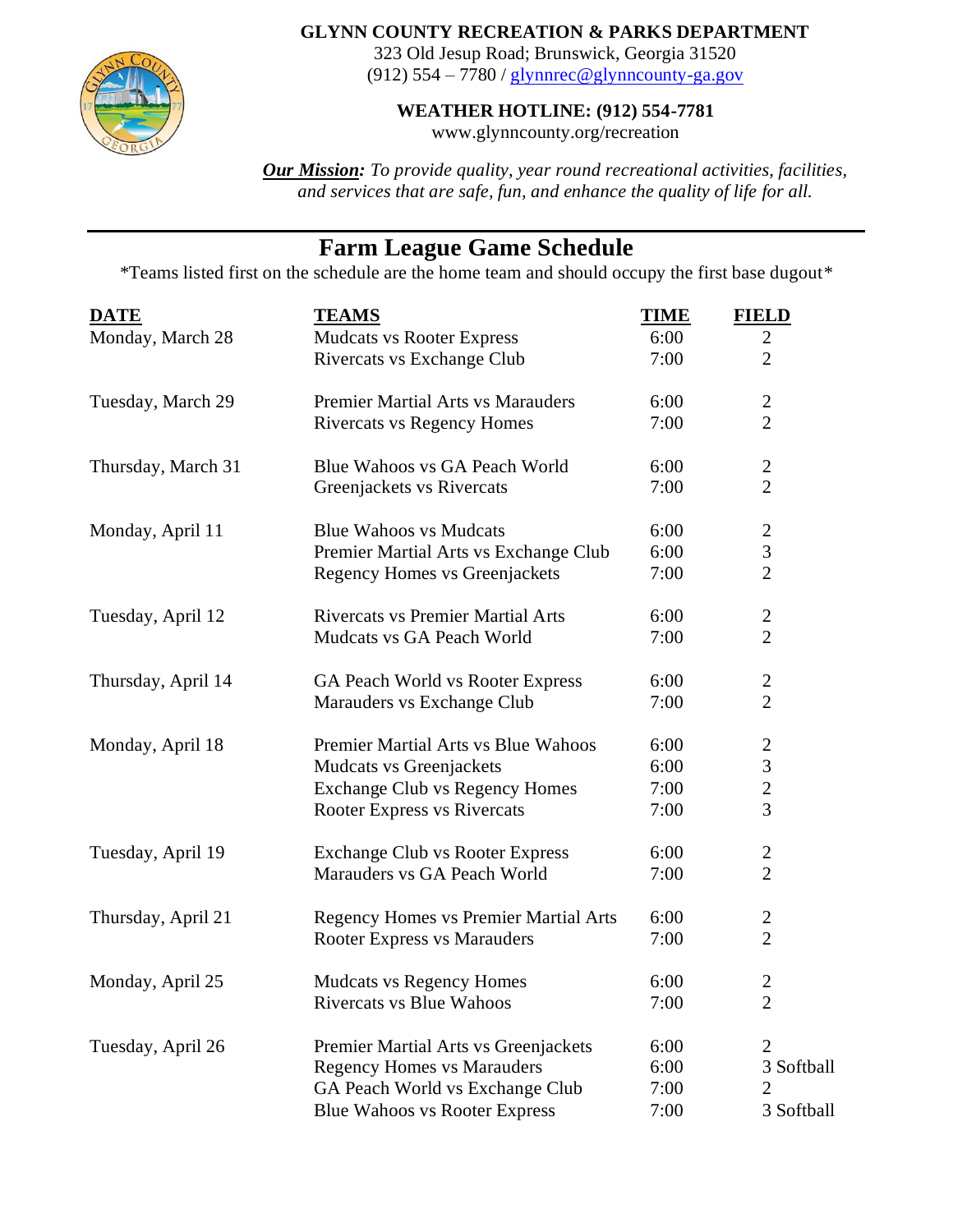**GLYNN COUNTY RECREATION & PARKS DEPARTMENT**

323 Old Jesup Road; Brunswick, Georgia 31520

(912) 554 – 7780 / glynnrec@glynncounty-ga.gov

**WEATHER HOTLINE: (912) 554-7781**

www.glynncounty.org/recreation

***Our Mission:*** *To provide quality, year round recreational activities, facilities, and services that are safe, fun, and enhance the quality of life for all.*

---

# Farm League Game Schedule

*Teams listed first on the schedule are the home team and should occupy the first base dugout*

| DATE | TEAMS | TIME | FIELD |
|---|---|---|---|
| Monday, March 28 | Mudcats vs Rooter Express | 6:00 | 2 |
| | Rivercats vs Exchange Club | 7:00 | 2 |
| Tuesday, March 29 | Premier Martial Arts vs Marauders | 6:00 | 2 |
| | Rivercats vs Regency Homes | 7:00 | 2 |
| Thursday, March 31 | Blue Wahoos vs GA Peach World | 6:00 | 2 |
| | Greenjackets vs Rivercats | 7:00 | 2 |
| Monday, April 11 | Blue Wahoos vs Mudcats | 6:00 | 2 |
| | Premier Martial Arts vs Exchange Club | 6:00 | 3 |
| | Regency Homes vs Greenjackets | 7:00 | 2 |
| Tuesday, April 12 | Rivercats vs Premier Martial Arts | 6:00 | 2 |
| | Mudcats vs GA Peach World | 7:00 | 2 |
| Thursday, April 14 | GA Peach World vs Rooter Express | 6:00 | 2 |
| | Marauders vs Exchange Club | 7:00 | 2 |
| Monday, April 18 | Premier Martial Arts vs Blue Wahoos | 6:00 | 2 |
| | Mudcats vs Greenjackets | 6:00 | 3 |
| | Exchange Club vs Regency Homes | 7:00 | 2 |
| | Rooter Express vs Rivercats | 7:00 | 3 |
| Tuesday, April 19 | Exchange Club vs Rooter Express | 6:00 | 2 |
| | Marauders vs GA Peach World | 7:00 | 2 |
| Thursday, April 21 | Regency Homes vs Premier Martial Arts | 6:00 | 2 |
| | Rooter Express vs Marauders | 7:00 | 2 |
| Monday, April 25 | Mudcats vs Regency Homes | 6:00 | 2 |
| | Rivercats vs Blue Wahoos | 7:00 | 2 |
| Tuesday, April 26 | Premier Martial Arts vs Greenjackets | 6:00 | 2 |
| | Regency Homes vs Marauders | 6:00 | 3 Softball |
| | GA Peach World vs Exchange Club | 7:00 | 2 |
| | Blue Wahoos vs Rooter Express | 7:00 | 3 Softball |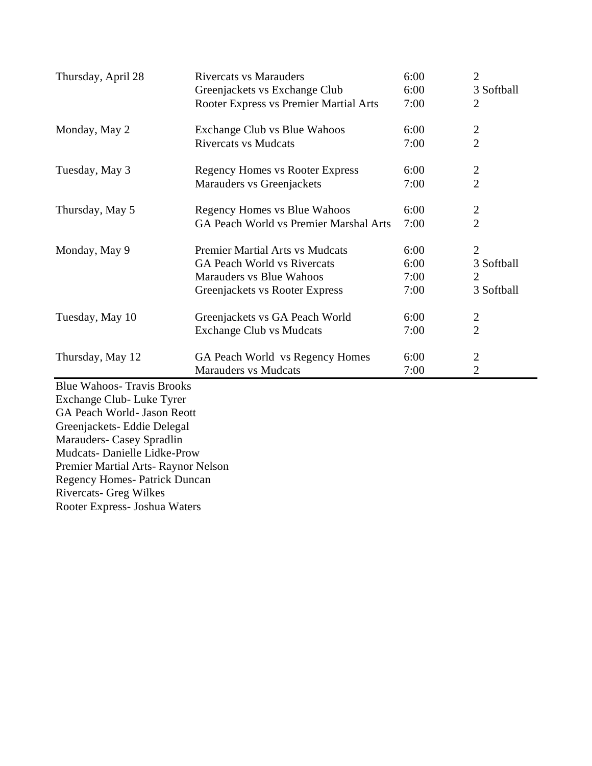| | | | |
|---|---|---|---|
| Thursday, April 28 | Rivercats vs Marauders | 6:00 | 2 |
| | Greenjackets vs Exchange Club | 6:00 | 3 Softball |
| | Rooter Express vs Premier Martial Arts | 7:00 | 2 |
| Monday, May 2 | Exchange Club vs Blue Wahoos | 6:00 | 2 |
| | Rivercats vs Mudcats | 7:00 | 2 |
| Tuesday, May 3 | Regency Homes vs Rooter Express | 6:00 | 2 |
| | Marauders vs Greenjackets | 7:00 | 2 |
| Thursday, May 5 | Regency Homes vs Blue Wahoos | 6:00 | 2 |
| | GA Peach World vs Premier Marshal Arts | 7:00 | 2 |
| Monday, May 9 | Premier Martial Arts vs Mudcats | 6:00 | 2 |
| | GA Peach World vs Rivercats | 6:00 | 3 Softball |
| | Marauders vs Blue Wahoos | 7:00 | 2 |
| | Greenjackets vs Rooter Express | 7:00 | 3 Softball |
| Tuesday, May 10 | Greenjackets vs GA Peach World | 6:00 | 2 |
| | Exchange Club vs Mudcats | 7:00 | 2 |
| Thursday, May 12 | GA Peach World vs Regency Homes | 6:00 | 2 |
| | Marauders vs Mudcats | 7:00 | 2 |

Blue Wahoos- Travis Brooks  
Exchange Club- Luke Tyrer  
GA Peach World- Jason Reott  
Greenjackets- Eddie Delegal  
Marauders- Casey Spradlin  
Mudcats- Danielle Lidke-Prow  
Premier Martial Arts- Raynor Nelson  
Regency Homes- Patrick Duncan  
Rivercats- Greg Wilkes  
Rooter Express- Joshua Waters